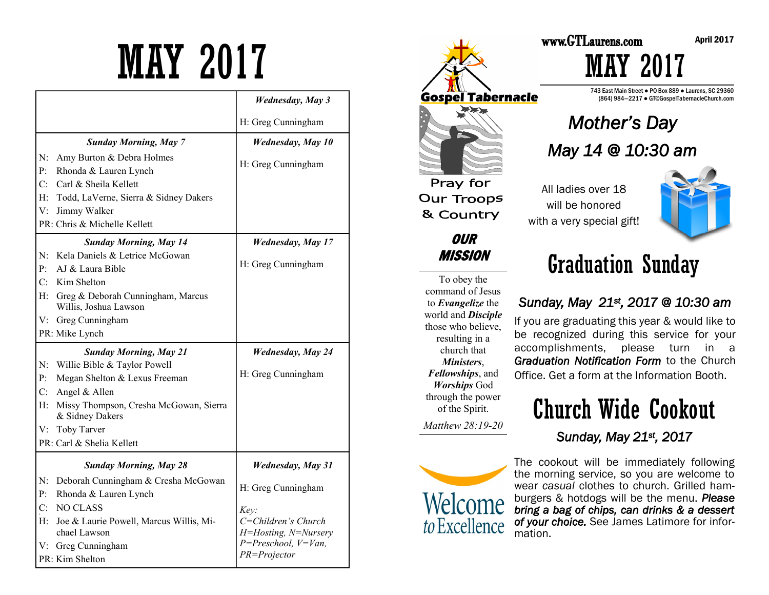# MAY 2017

| | *Wednesday, May 3* |
|---|---|
| | H: Greg Cunningham |
| ***Sunday Morning, May 7*** <br> N: Amy Burton & Debra Holmes <br> P: Rhonda & Lauren Lynch <br> C: Carl & Sheila Kellett <br> H: Todd, LaVerne, Sierra & Sidney Dakers <br> V: Jimmy Walker <br> PR: Chris & Michelle Kellett | ***Wednesday, May 10*** <br> H: Greg Cunningham |
| ***Sunday Morning, May 14*** <br> N: Kela Daniels & Letrice McGowan <br> P: AJ & Laura Bible <br> C: Kim Shelton <br> H: Greg & Deborah Cunningham, Marcus Willis, Joshua Lawson <br> V: Greg Cunningham <br> PR: Mike Lynch | ***Wednesday, May 17*** <br> H: Greg Cunningham |
| ***Sunday Morning, May 21*** <br> N: Willie Bible & Taylor Powell <br> P: Megan Shelton & Lexus Freeman <br> C: Angel & Allen <br> H: Missy Thompson, Cresha McGowan, Sierra & Sidney Dakers <br> V: Toby Tarver <br> PR: Carl & Shelia Kellett | ***Wednesday, May 24*** <br> H: Greg Cunningham |
| ***Sunday Morning, May 28*** <br> N: Deborah Cunningham & Cresha McGowan <br> P: Rhonda & Lauren Lynch <br> C: NO CLASS <br> H: Joe & Laurie Powell, Marcus Willis, Michael Lawson <br> V: Greg Cunningham <br> PR: Kim Shelton | ***Wednesday, May 31*** <br> H: Greg Cunningham <br><br> *Key:* <br> *C=Children's Church* <br> *H=Hosting, N=Nursery* <br> *P=Preschool, V=Van,* <br> *PR=Projector* |

Gospel Tabernacle

Pray for Our Troops & Country

## OUR MISSION

To obey the command of Jesus to ***Evangelize*** the world and ***Disciple*** those who believe, resulting in a church that ***Ministers***, ***Fellowships***, and ***Worships*** God through the power of the Spirit.

*Matthew 28:19-20*

Welcome *to* Excellence

www.GTLaurens.com

April 2017

# MAY 2017

743 East Main Street ● PO Box 889 ● Laurens, SC 29360
(864) 984—2217 ● GT@GospelTabernacleChurch.com

## *Mother's Day*
## *May 14 @ 10:30 am*

All ladies over 18 will be honored with a very special gift!

# Graduation Sunday

### *Sunday, May 21st, 2017 @ 10:30 am*

If you are graduating this year & would like to be recognized during this service for your accomplishments, please turn in a ***Graduation Notification Form*** to the Church Office. Get a form at the Information Booth.

# Church Wide Cookout

### *Sunday, May 21st, 2017*

The cookout will be immediately following the morning service, so you are welcome to wear *casual* clothes to church. Grilled hamburgers & hotdogs will be the menu. ***Please bring a bag of chips, can drinks & a dessert of your choice.*** See James Latimore for information.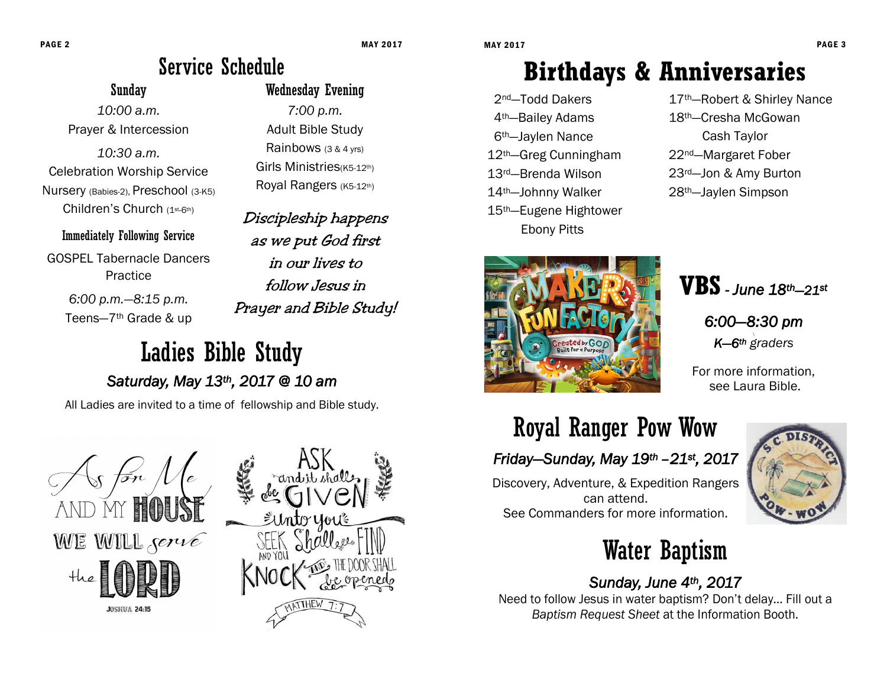# Service Schedule

## Sunday

*10:00 a.m.*

Prayer & Intercession

*10:30 a.m.*

Celebration Worship Service

Nursery (Babies-2), Preschool (3-K5)

Children's Church (1st-6th)

### Immediately Following Service

GOSPEL Tabernacle Dancers Practice

*6:00 p.m.—8:15 p.m.*

Teens—7th Grade & up

## Wednesday Evening

*7:00 p.m.*

Adult Bible Study

Rainbows (3 & 4 yrs)

Girls Ministries (K5-12th)

Royal Rangers (K5-12th)

*Discipleship happens as we put God first in our lives to follow Jesus in Prayer and Bible Study!*

# Ladies Bible Study

***Saturday, May 13th, 2017 @ 10 am***

All Ladies are invited to a time of fellowship and Bible study.

# Birthdays & Anniversaries

2nd—Todd Dakers
4th—Bailey Adams
6th—Jaylen Nance
12th—Greg Cunningham
13rd—Brenda Wilson
14th—Johnny Walker
15th—Eugene Hightower
Ebony Pitts
17th—Robert & Shirley Nance
18th—Cresha McGowan
Cash Taylor
22nd—Margaret Fober
23rd—Jon & Amy Burton
28th—Jaylen Simpson

# VBS - *June 18th—21st*

*6:00—8:30 pm*

*K—6th graders*

For more information, see Laura Bible.

# Royal Ranger Pow Wow

***Friday—Sunday, May 19th –21st, 2017***

Discovery, Adventure, & Expedition Rangers can attend.
See Commanders for more information.

# Water Baptism

***Sunday, June 4th, 2017***

Need to follow Jesus in water baptism? Don't delay... Fill out a *Baptism Request Sheet* at the Information Booth.